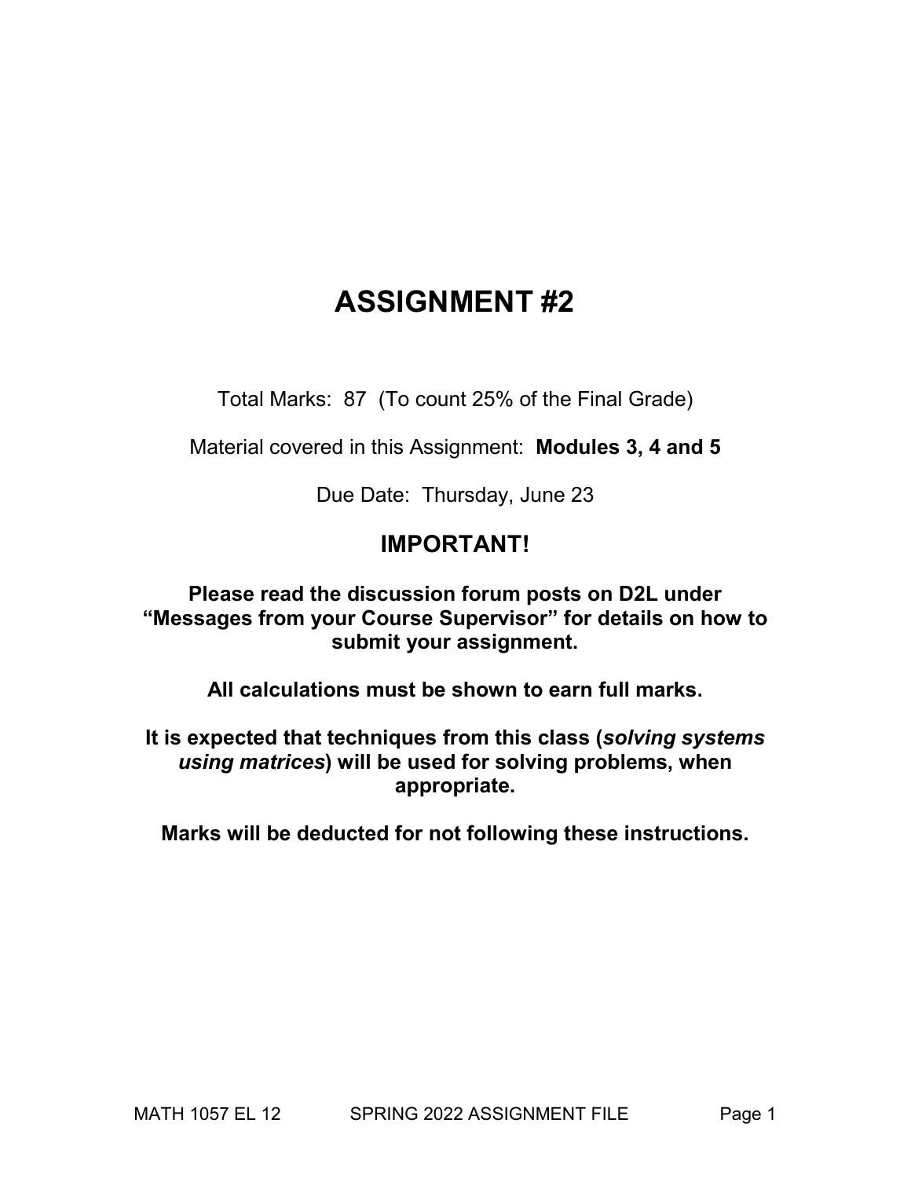# ASSIGNMENT #2

Total Marks: 87 (To count 25% of the Final Grade)

Material covered in this Assignment: **Modules 3, 4 and 5**

Due Date: Thursday, June 23

## IMPORTANT!

**Please read the discussion forum posts on D2L under "Messages from your Course Supervisor" for details on how to submit your assignment.**

**All calculations must be shown to earn full marks.**

**It is expected that techniques from this class (*solving systems using matrices*) will be used for solving problems, when appropriate.**

**Marks will be deducted for not following these instructions.**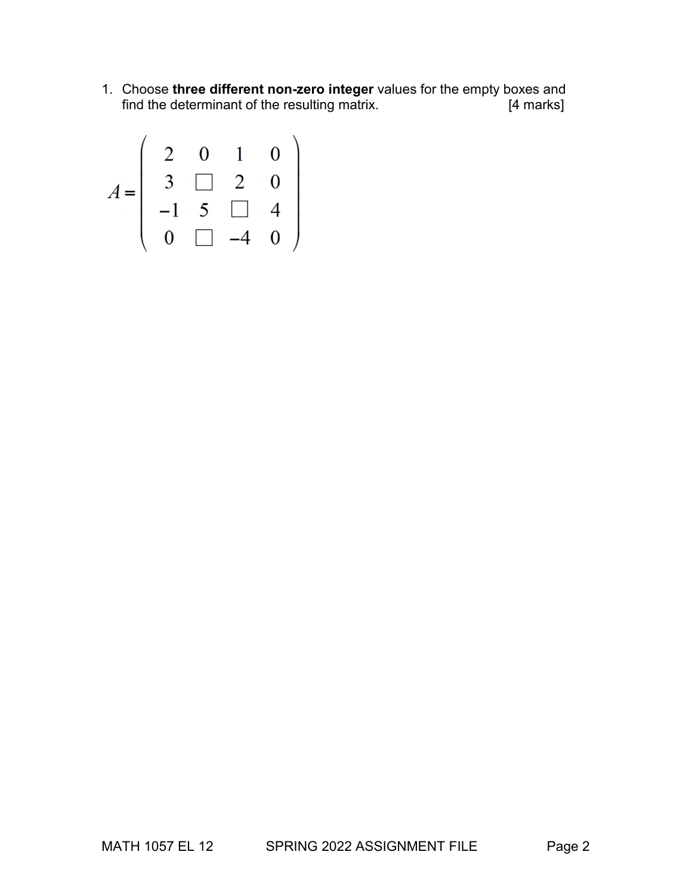1. Choose **three different non-zero integer** values for the empty boxes and find the determinant of the resulting matrix. [4 marks]

$$A = \begin{pmatrix} 2 & 0 & 1 & 0 \\ 3 & \square & 2 & 0 \\ -1 & 5 & \square & 4 \\ 0 & \square & -4 & 0 \end{pmatrix}$$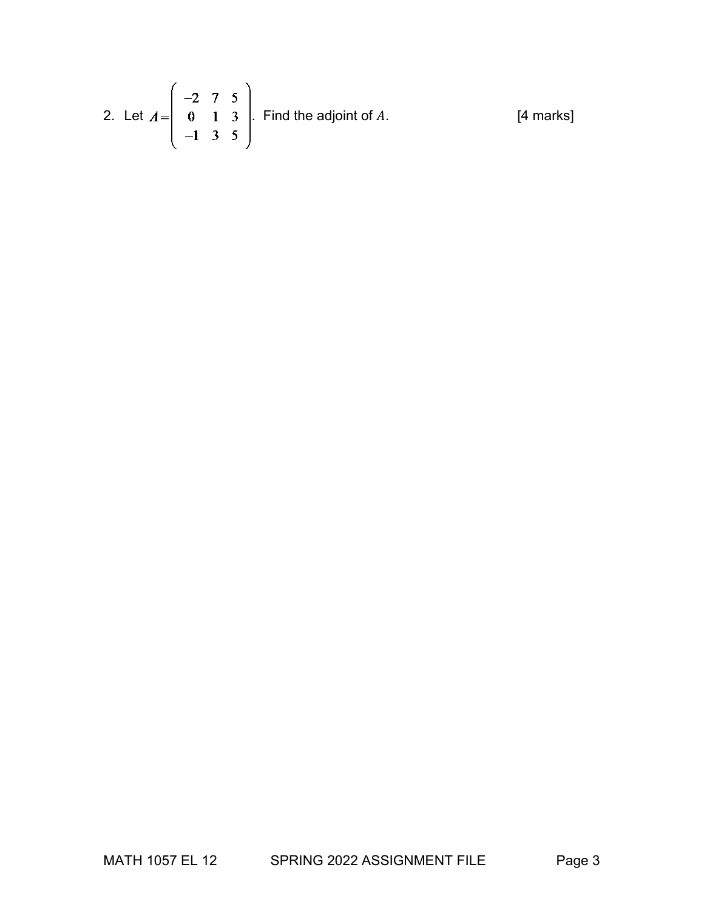2. Let $A = \begin{pmatrix} -2 & 7 & 5 \\ 0 & 1 & 3 \\ -1 & 3 & 5 \end{pmatrix}$. Find the adjoint of $A$. [4 marks]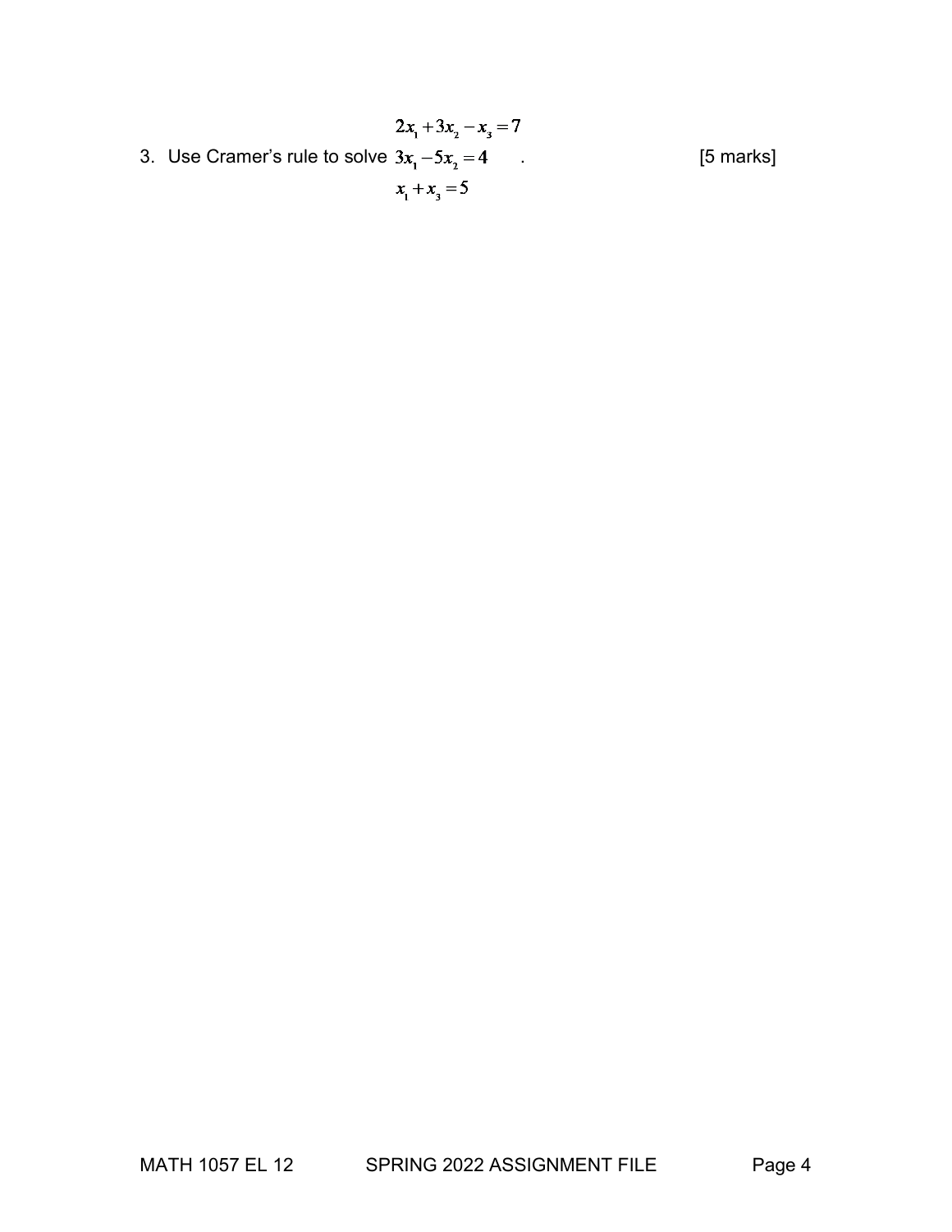3. Use Cramer's rule to solve 

$$\begin{aligned} 2x_1 + 3x_2 - x_3 &= 7 \\ 3x_1 - 5x_2 &= 4 \\ x_1 + x_3 &= 5 \end{aligned}$$

. [5 marks]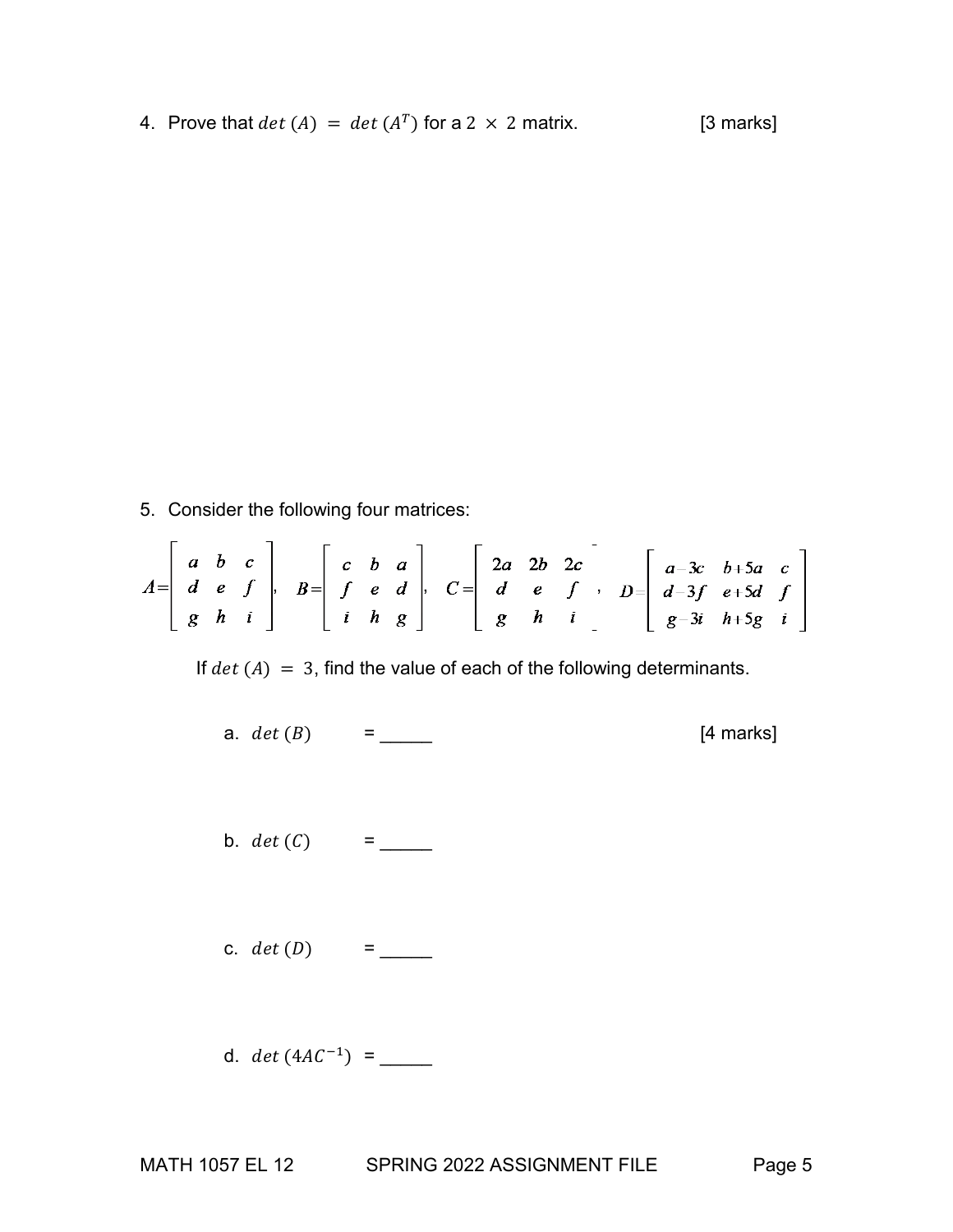4. Prove that $det\,(A) = det\,(A^T)$ for a $2 \times 2$ matrix. [3 marks]

5. Consider the following four matrices:

$$A = \begin{bmatrix} a & b & c \\ d & e & f \\ g & h & i \end{bmatrix}, \quad B = \begin{bmatrix} c & b & a \\ f & e & d \\ i & h & g \end{bmatrix}, \quad C = \begin{bmatrix} 2a & 2b & 2c \\ d & e & f \\ g & h & i \end{bmatrix}, \quad D = \begin{bmatrix} a-3c & b+5a & c \\ d-3f & e+5d & f \\ g-3i & h+5g & i \end{bmatrix}$$

If $det\,(A) = 3$, find the value of each of the following determinants.

a. $det\,(B)$ = _____ [4 marks]

b. $det\,(C)$ = _____

c. $det\,(D)$ = _____

d. $det\,(4AC^{-1})$ = _____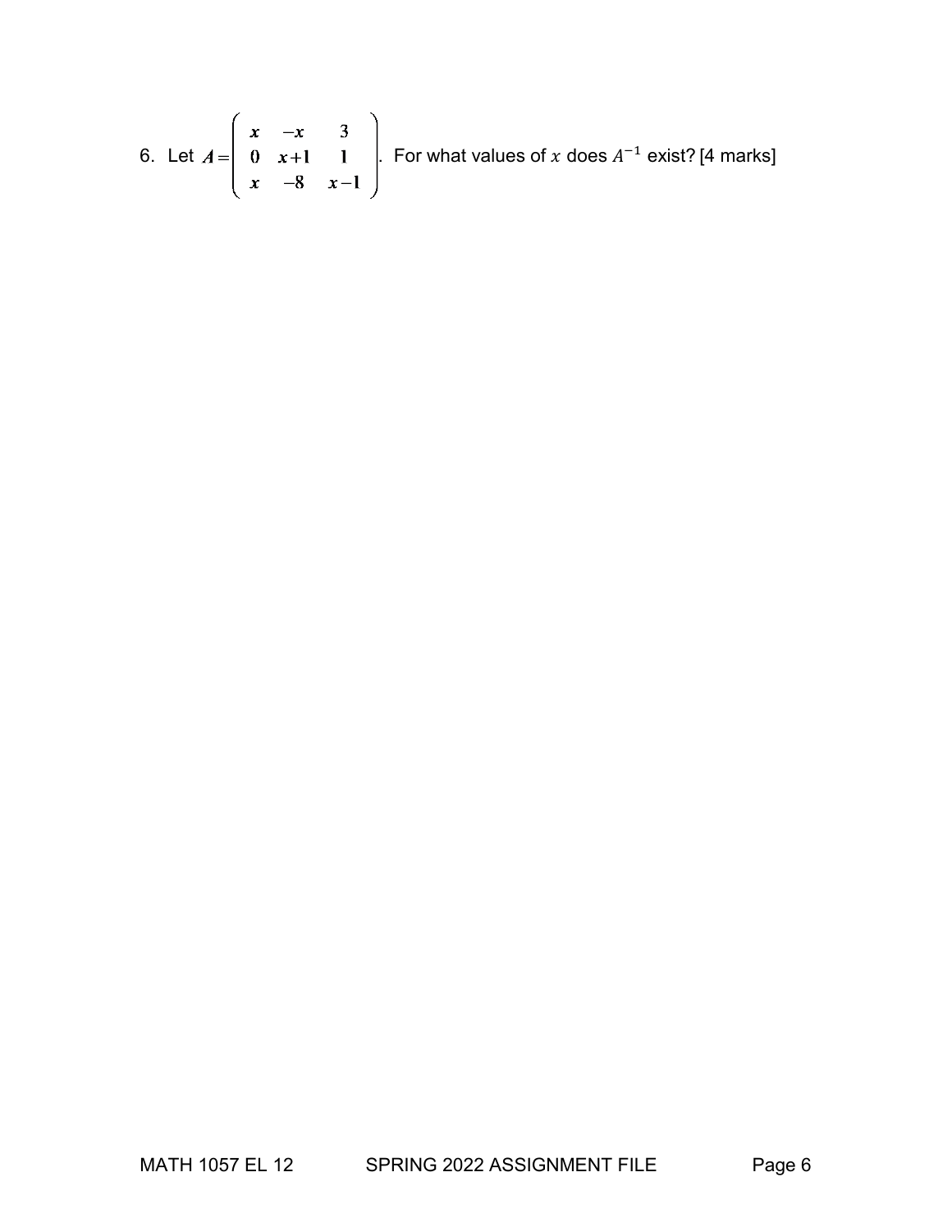6. Let $A = \begin{pmatrix} x & -x & 3 \\ 0 & x+1 & 1 \\ x & -8 & x-1 \end{pmatrix}$. For what values of $x$ does $A^{-1}$ exist? [4 marks]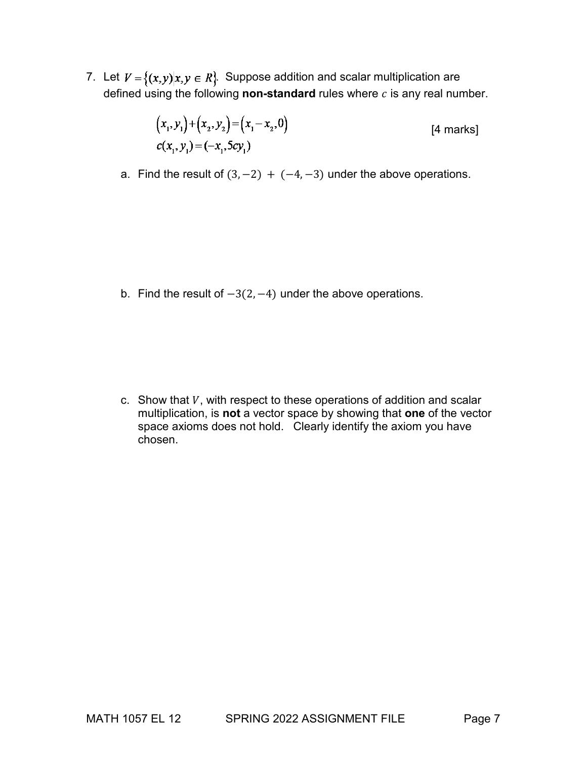7. Let $V = \{(x, y) | x, y \in R\}$. Suppose addition and scalar multiplication are defined using the following **non-standard** rules where $c$ is any real number.

$$(x_1, y_1) + (x_2, y_2) = (x_1 - x_2, 0)$$
$$c(x_1, y_1) = (-x_1, 5cy_1)$$

[4 marks]

a. Find the result of $(3, -2) + (-4, -3)$ under the above operations.

b. Find the result of $-3(2, -4)$ under the above operations.

c. Show that $V$, with respect to these operations of addition and scalar multiplication, is **not** a vector space by showing that **one** of the vector space axioms does not hold. Clearly identify the axiom you have chosen.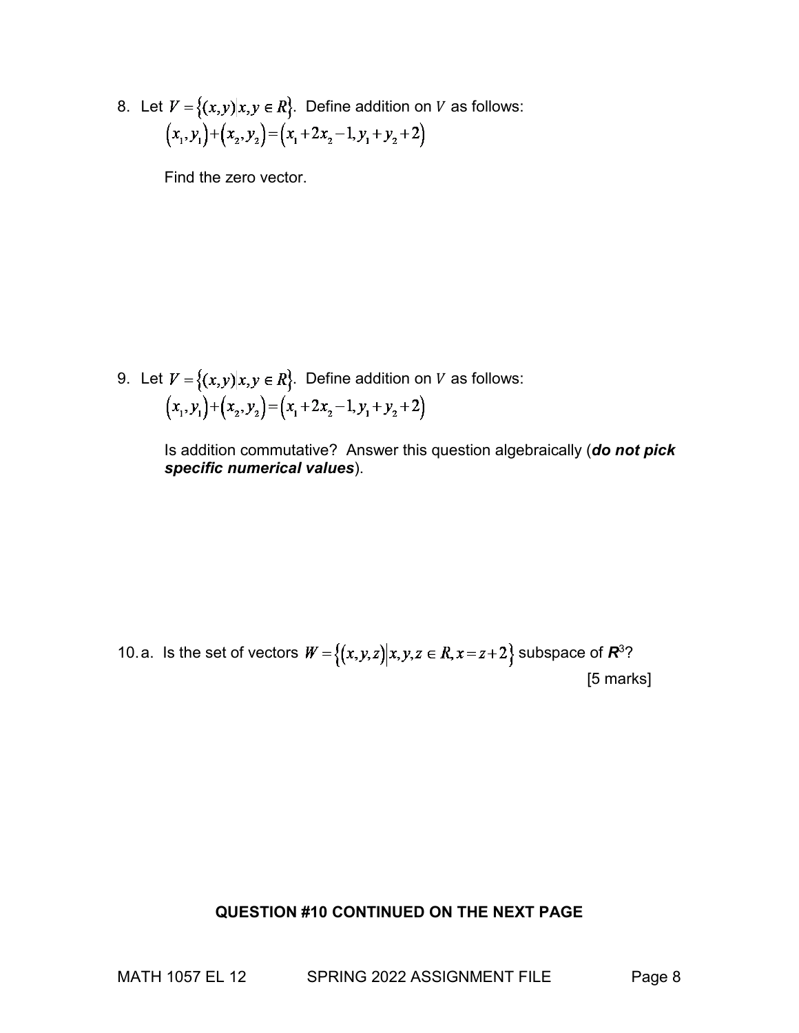8. Let $V = \{(x,y) | x,y \in R\}$. Define addition on $V$ as follows:

   $$(x_1,y_1)+(x_2,y_2)=(x_1+2x_2-1, y_1+y_2+2)$$

   Find the zero vector.

9. Let $V = \{(x,y) | x,y \in R\}$. Define addition on $V$ as follows:

   $$(x_1,y_1)+(x_2,y_2)=(x_1+2x_2-1, y_1+y_2+2)$$

   Is addition commutative? Answer this question algebraically (***do not pick specific numerical values***).

10. a. Is the set of vectors $W = \{(x,y,z) | x,y,z \in R, x = z+2\}$ subspace of $\boldsymbol{R}^3$?

[5 marks]

**QUESTION #10 CONTINUED ON THE NEXT PAGE**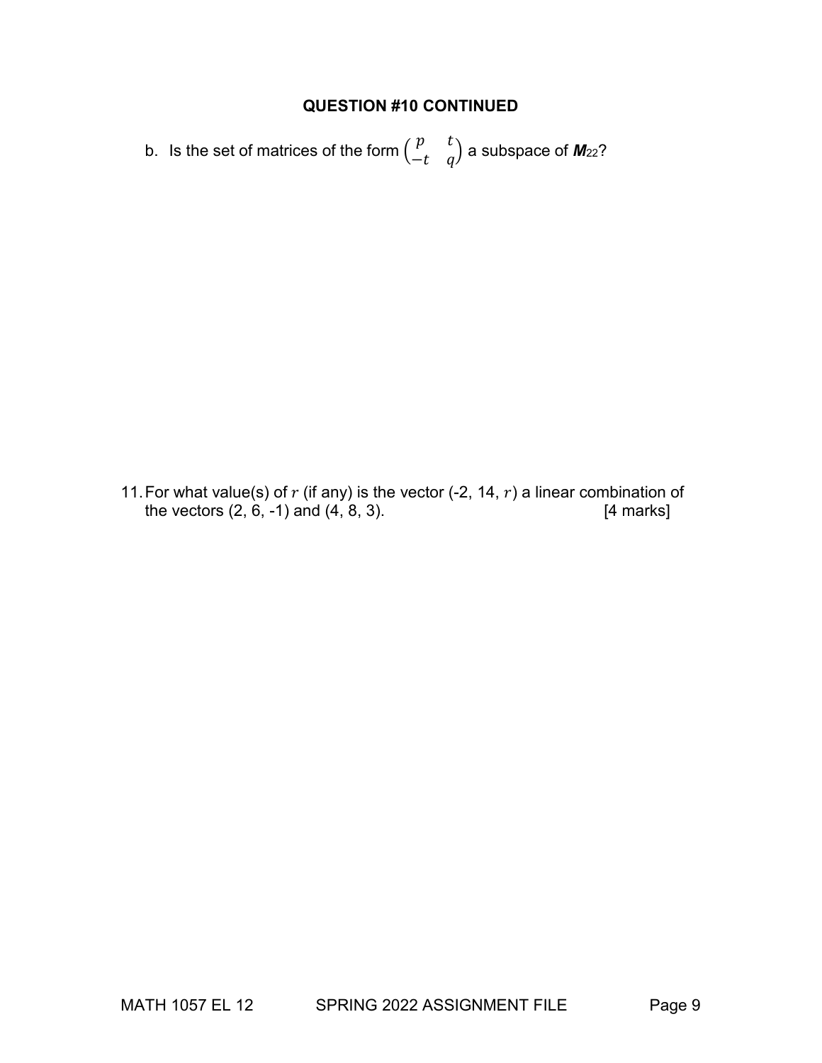**QUESTION #10 CONTINUED**

b. Is the set of matrices of the form $\begin{pmatrix} p & t \\ -t & q \end{pmatrix}$ a subspace of $\boldsymbol{M}_{22}$?

11. For what value(s) of $r$ (if any) is the vector (-2, 14, $r$) a linear combination of the vectors (2, 6, -1) and (4, 8, 3). [4 marks]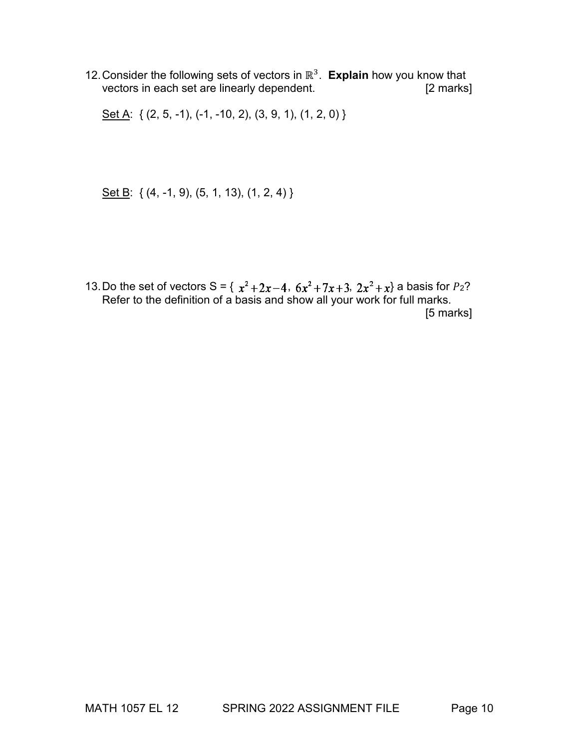12. Consider the following sets of vectors in $\mathbb{R}^3$. **Explain** how you know that vectors in each set are linearly dependent. [2 marks]

 Set A: { (2, 5, -1), (-1, -10, 2), (3, 9, 1), (1, 2, 0) }

 Set B: { (4, -1, 9), (5, 1, 13), (1, 2, 4) }

13. Do the set of vectors S = { $x^2+2x-4$, $6x^2+7x+3$, $2x^2+x$} a basis for $P_2$? Refer to the definition of a basis and show all your work for full marks. [5 marks]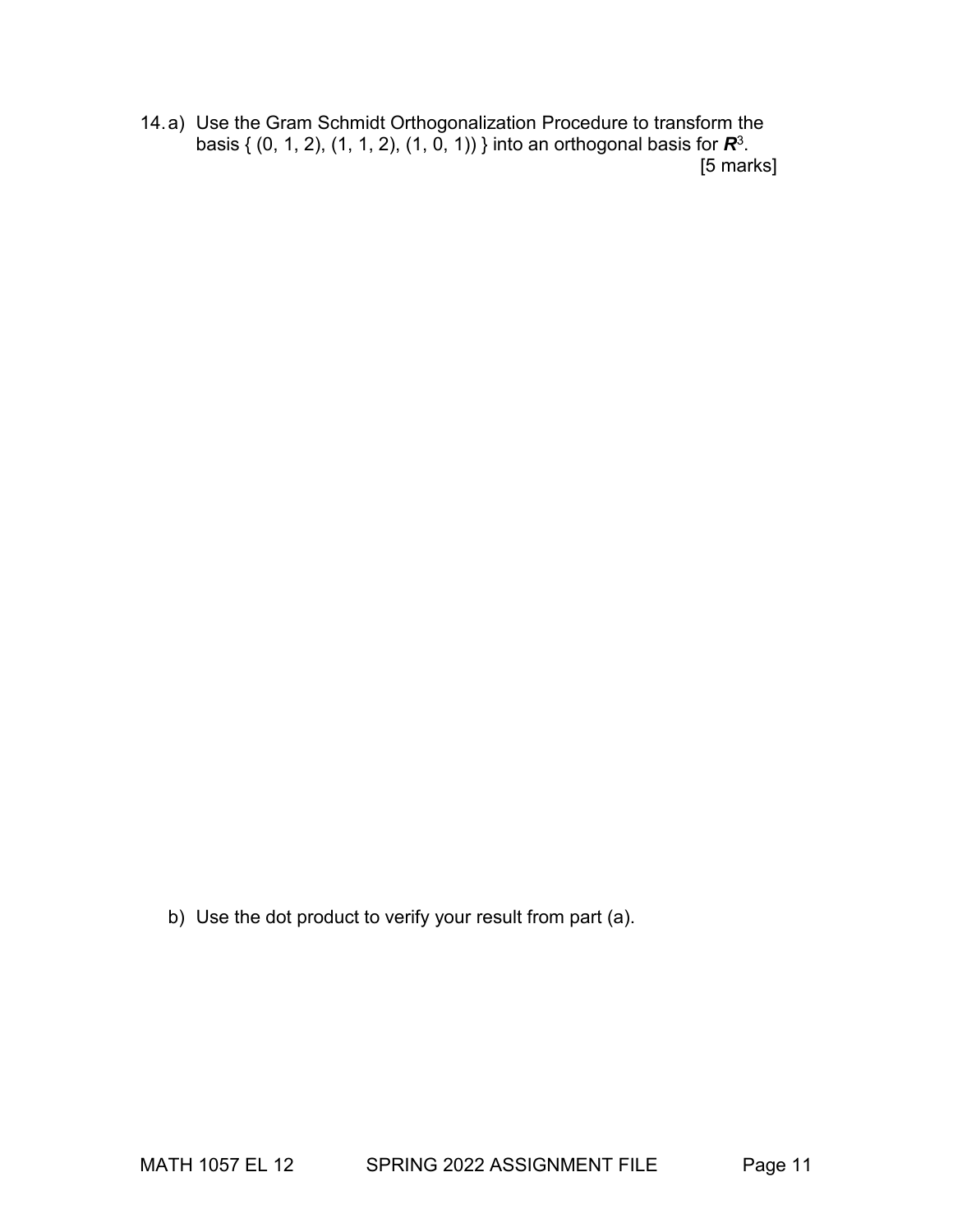14. a) Use the Gram Schmidt Orthogonalization Procedure to transform the basis { (0, 1, 2), (1, 1, 2), (1, 0, 1)) } into an orthogonal basis for $\boldsymbol{R}^3$.

[5 marks]

b) Use the dot product to verify your result from part (a).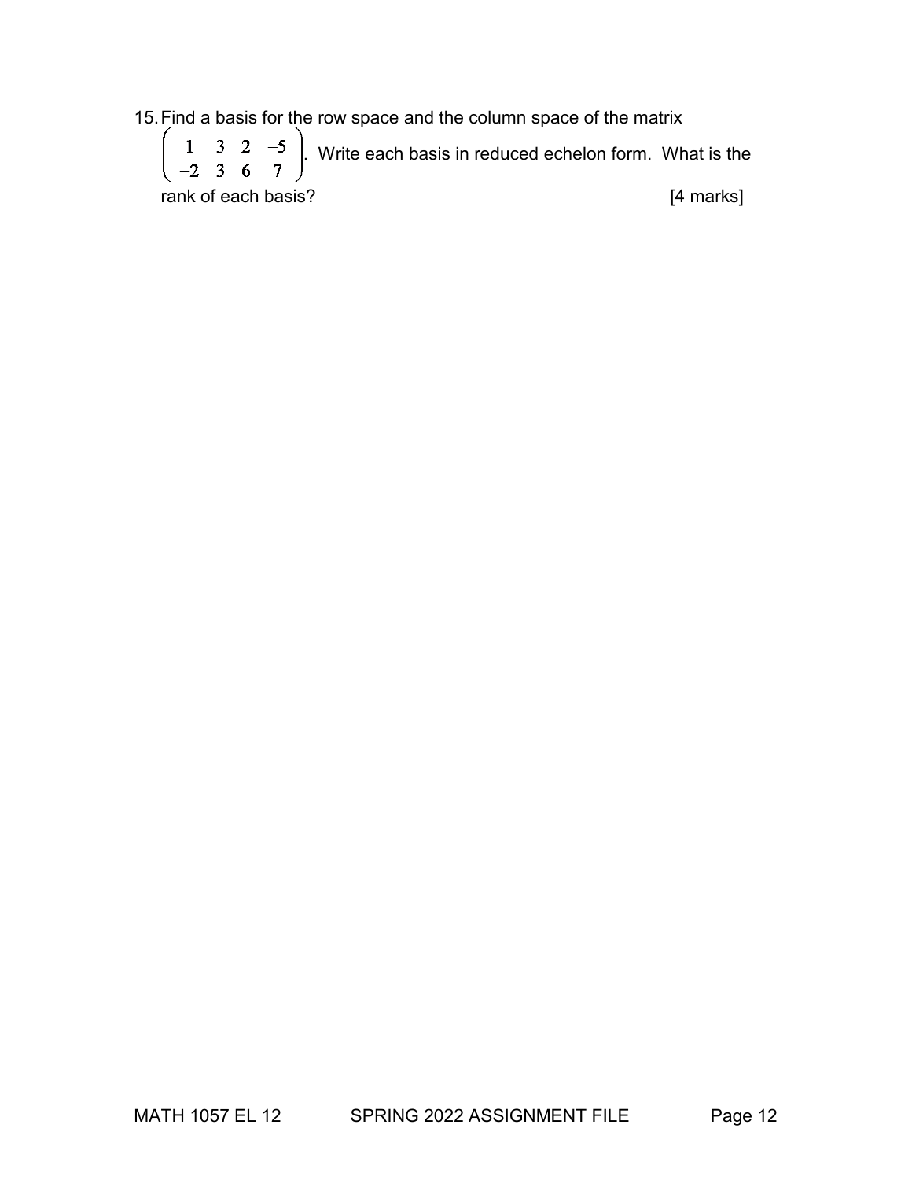15. Find a basis for the row space and the column space of the matrix $\begin{pmatrix} 1 & 3 & 2 & -5 \\ -2 & 3 & 6 & 7 \end{pmatrix}$. Write each basis in reduced echelon form. What is the rank of each basis? [4 marks]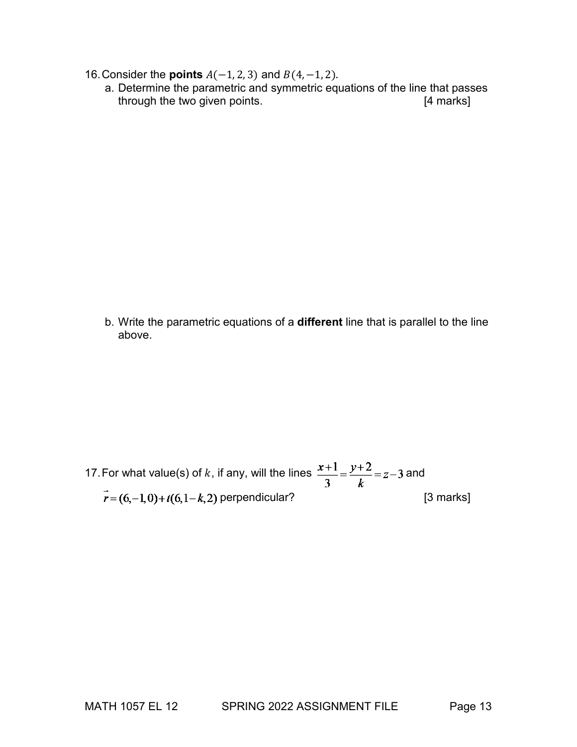16. Consider the **points** $A(-1, 2, 3)$ and $B(4, -1, 2)$.
    a. Determine the parametric and symmetric equations of the line that passes through the two given points. [4 marks]

    b. Write the parametric equations of a **different** line that is parallel to the line above.

17. For what value(s) of $k$, if any, will the lines $\frac{x+1}{3} = \frac{y+2}{k} = z-3$ and $\vec{r} = (6,-1,0) + t(6,1-k,2)$ perpendicular? [3 marks]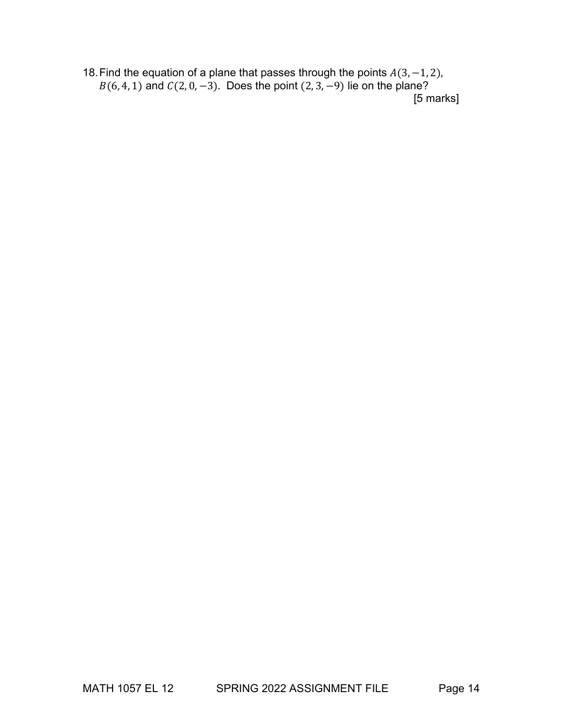18. Find the equation of a plane that passes through the points $A(3, -1, 2)$, $B(6, 4, 1)$ and $C(2, 0, -3)$. Does the point $(2, 3, -9)$ lie on the plane?

[5 marks]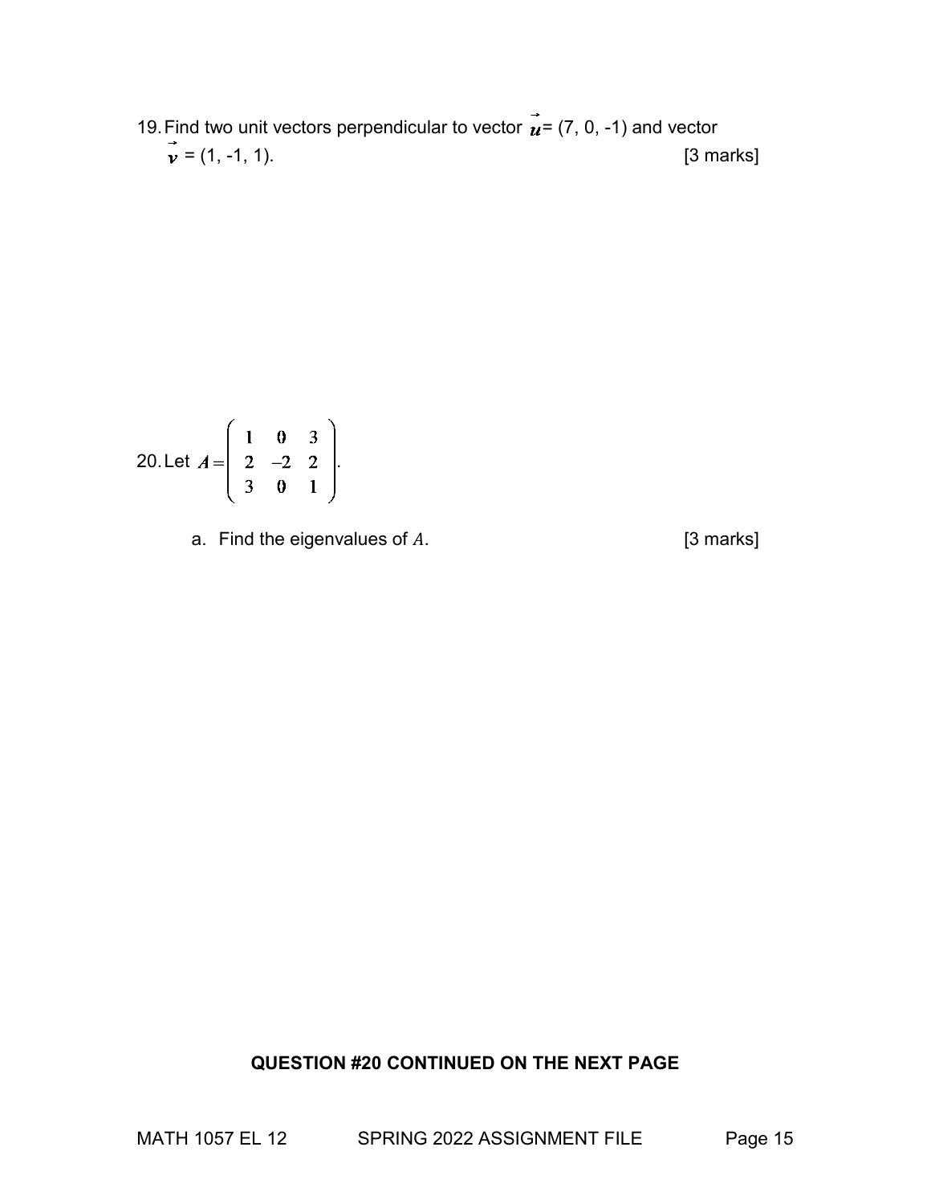19. Find two unit vectors perpendicular to vector $\vec{u} = (7, 0, -1)$ and vector $\vec{v} = (1, -1, 1)$. [3 marks]

20. Let $A = \begin{pmatrix} 1 & 0 & 3 \\ 2 & -2 & 2 \\ 3 & 0 & 1 \end{pmatrix}$.

    a. Find the eigenvalues of $A$. [3 marks]

**QUESTION #20 CONTINUED ON THE NEXT PAGE**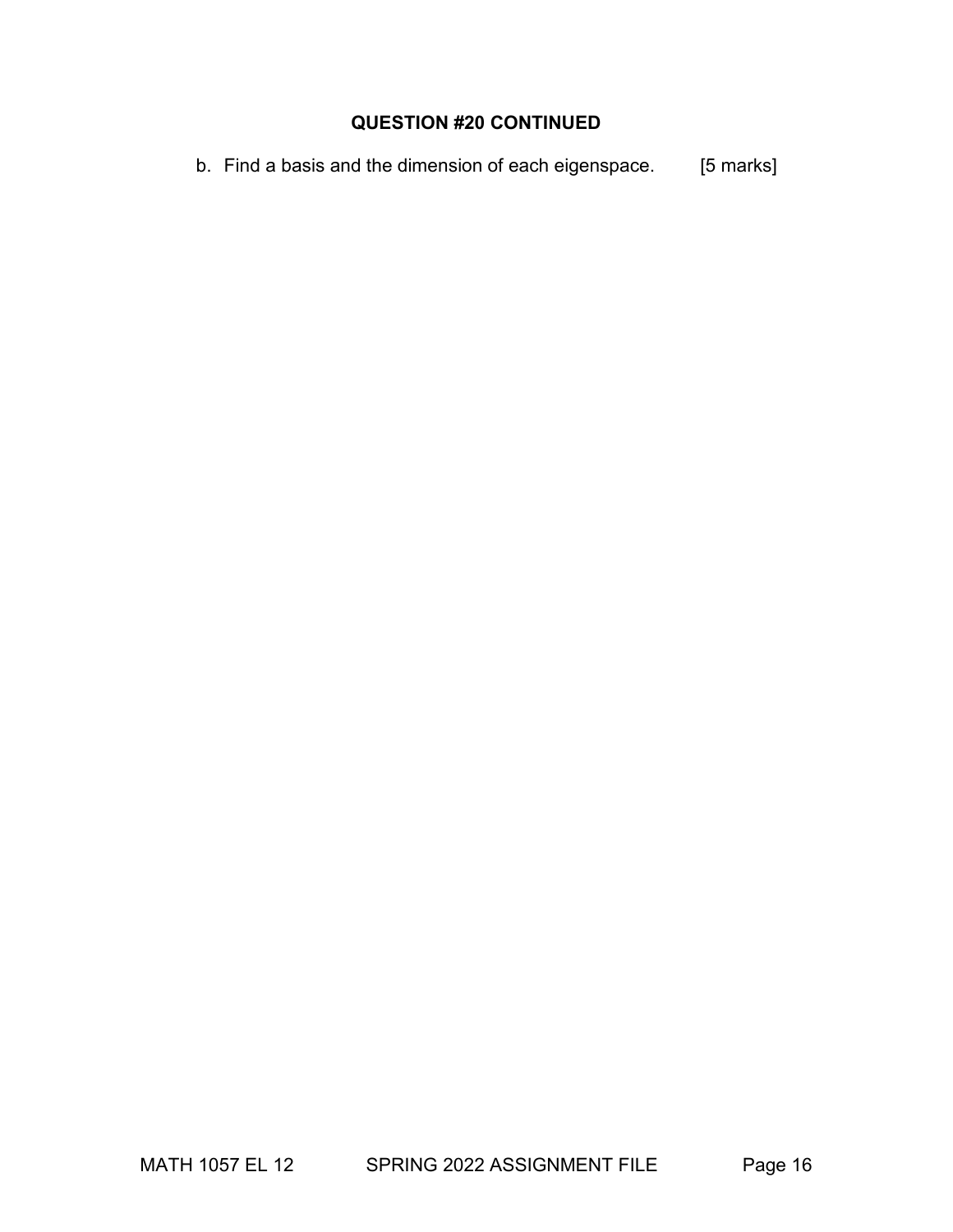### QUESTION #20 CONTINUED

b. Find a basis and the dimension of each eigenspace. [5 marks]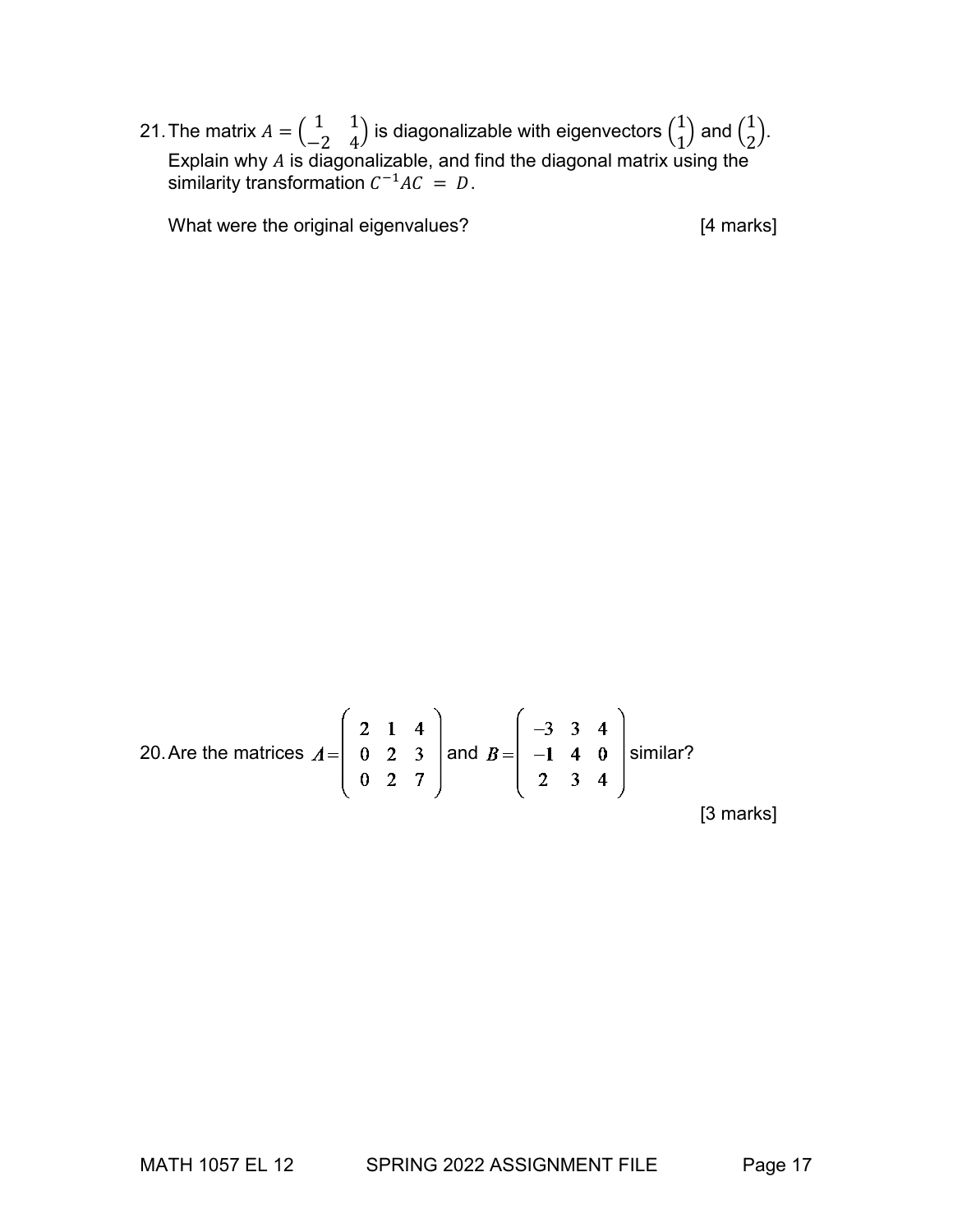21. The matrix $A = \begin{pmatrix} 1 & 1 \\ -2 & 4 \end{pmatrix}$ is diagonalizable with eigenvectors $\begin{pmatrix} 1 \\ 1 \end{pmatrix}$ and $\begin{pmatrix} 1 \\ 2 \end{pmatrix}$. Explain why $A$ is diagonalizable, and find the diagonal matrix using the similarity transformation $C^{-1}AC = D$.

    What were the original eigenvalues? [4 marks]

20. Are the matrices $A = \begin{pmatrix} 2 & 1 & 4 \\ 0 & 2 & 3 \\ 0 & 2 & 7 \end{pmatrix}$ and $B = \begin{pmatrix} -3 & 3 & 4 \\ -1 & 4 & 0 \\ 2 & 3 & 4 \end{pmatrix}$ similar?

    [3 marks]